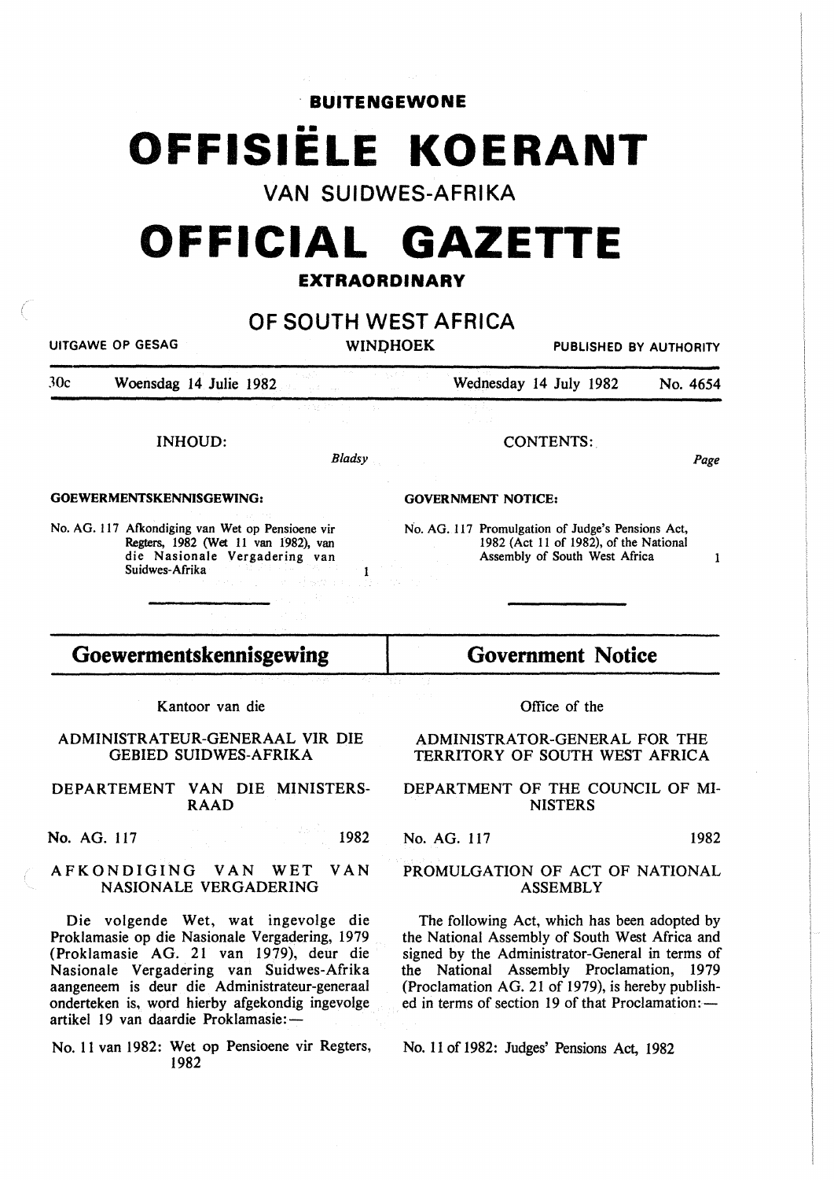**BUITENGEWONE**

# OFFISIËLE KOERANT

## VAN SUIDWES-AFRIKA

# OFFICIAL GAZETTE

**EXTRAORDINARY**

## OF SOUTH WEST AFRICA

UITGAWE OP GESAG — WINDHOEK — PUBLISHED BY AUTHORITY

30c — Woensdag 14 Julie 1982 — Wednesday 14 July 1982 — No. 4654

INHOUD: *Bladsy*

**GOEWERMENTSKENNISGEWING:**

No. AG. 117 Afkondiging van Wet op Pensioene vir Regters, 1982 (Wet 11 van 1982), van die Nasionale Vergadering van Suidwes-Afrika ... 1

CONTENTS: *Page*

**GOVERNMENT NOTICE:**

No. AG. 117 Promulgation of Judge's Pensions Act, 1982 (Act 11 of 1982), of the National Assembly of South West Africa ... 1

## Goewermentskennisgewing

Kantoor van die

ADMINISTRATEUR-GENERAAL VIR DIE GEBIED SUIDWES-AFRIKA

DEPARTEMENT VAN DIE MINISTERSRAAD

No. AG. 117 — 1982

AFKONDIGING VAN WET VAN NASIONALE VERGADERING

Die volgende Wet, wat ingevolge die Proklamasie op die Nasionale Vergadering, 1979 (Proklamasie AG. 21 van 1979), deur die Nasionale Vergadering van Suidwes-Afrika aangeneem is deur die Administrateur-generaal onderteken is, word hierby afgekondig ingevolge artikel 19 van daardie Proklamasie: —

No. 11 van 1982: Wet op Pensioene vir Regters, 1982

## Government Notice

Office of the

ADMINISTRATOR-GENERAL FOR THE TERRITORY OF SOUTH WEST AFRICA

DEPARTMENT OF THE COUNCIL OF MINISTERS

No. AG. 117 — 1982

PROMULGATION OF ACT OF NATIONAL ASSEMBLY

The following Act, which has been adopted by the National Assembly of South West Africa and signed by the Administrator-General in terms of the National Assembly Proclamation, 1979 (Proclamation AG. 21 of 1979), is hereby published in terms of section 19 of that Proclamation: —

No. 11 of 1982: Judges' Pensions Act, 1982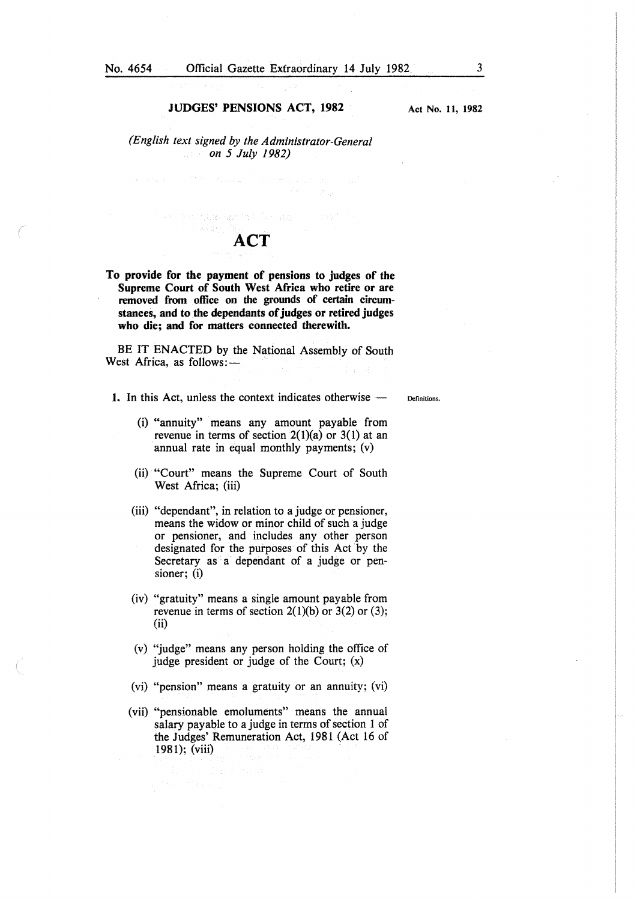# JUDGES' PENSIONS ACT, 1982

**Act No. 11, 1982**

*(English text signed by the Administrator-General on 5 July 1982)*

## ACT

**To provide for the payment of pensions to judges of the Supreme Court of South West Africa who retire or are removed from office on the grounds of certain circumstances, and to the dependants of judges or retired judges who die; and for matters connected therewith.**

BE IT ENACTED by the National Assembly of South West Africa, as follows:—

Definitions.

**1.** In this Act, unless the context indicates otherwise —

(i) "annuity" means any amount payable from revenue in terms of section 2(1)(a) or 3(1) at an annual rate in equal monthly payments; (v)

(ii) "Court" means the Supreme Court of South West Africa; (iii)

(iii) "dependant", in relation to a judge or pensioner, means the widow or minor child of such a judge or pensioner, and includes any other person designated for the purposes of this Act by the Secretary as a dependant of a judge or pensioner; (i)

(iv) "gratuity" means a single amount payable from revenue in terms of section 2(1)(b) or 3(2) or (3); (ii)

(v) "judge" means any person holding the office of judge president or judge of the Court; (x)

(vi) "pension" means a gratuity or an annuity; (vi)

(vii) "pensionable emoluments" means the annual salary payable to a judge in terms of section 1 of the Judges' Remuneration Act, 1981 (Act 16 of 1981); (viii)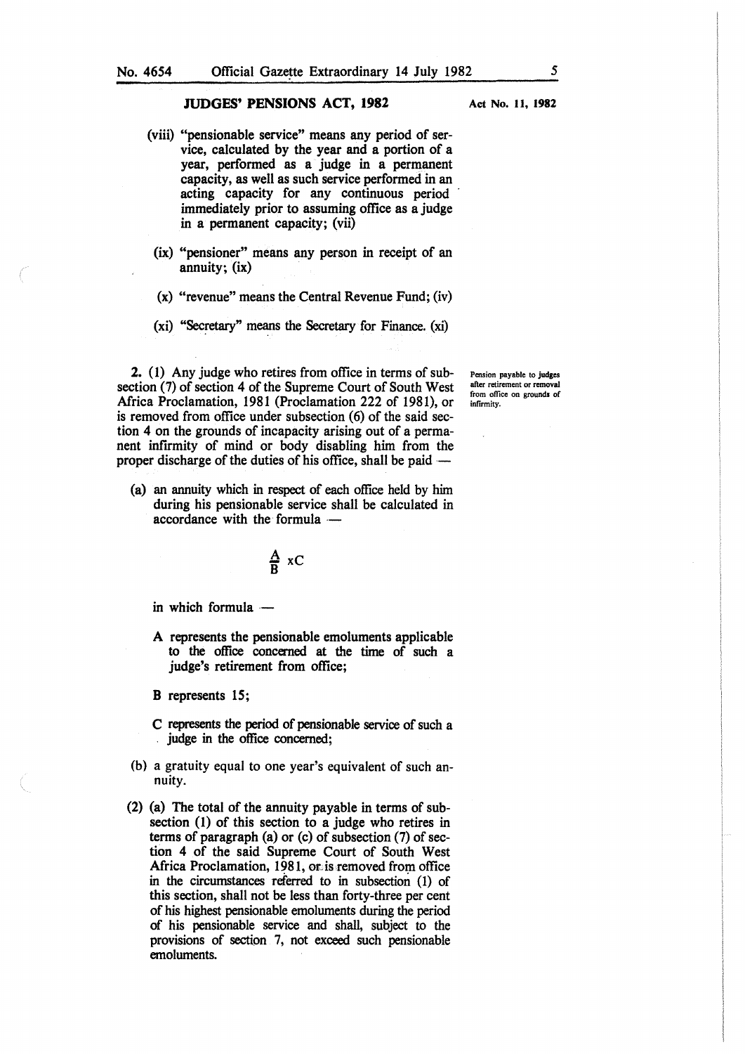(viii) "pensionable service" means any period of service, calculated by the year and a portion of a year, performed as a judge in a permanent capacity, as well as such service performed in an acting capacity for any continuous period immediately prior to assuming office as a judge in a permanent capacity; (vii)

(ix) "pensioner" means any person in receipt of an annuity; (ix)

(x) "revenue" means the Central Revenue Fund; (iv)

(xi) "Secretary" means the Secretary for Finance. (xi)

**Pension payable to judges after retirement or removal from office on grounds of infirmity.**

**2.** (1) Any judge who retires from office in terms of subsection (7) of section 4 of the Supreme Court of South West Africa Proclamation, 1981 (Proclamation 222 of 1981), or is removed from office under subsection (6) of the said section 4 on the grounds of incapacity arising out of a permanent infirmity of mind or body disabling him from the proper discharge of the duties of his office, shall be paid —

(a) an annuity which in respect of each office held by him during his pensionable service shall be calculated in accordance with the formula —

$$\frac{A}{B} \times C$$

in which formula —

A represents the pensionable emoluments applicable to the office concerned at the time of such a judge's retirement from office;

B represents 15;

C represents the period of pensionable service of such a judge in the office concerned;

(b) a gratuity equal to one year's equivalent of such annuity.

(2) (a) The total of the annuity payable in terms of subsection (1) of this section to a judge who retires in terms of paragraph (a) or (c) of subsection (7) of section 4 of the said Supreme Court of South West Africa Proclamation, 1981, or is removed from office in the circumstances referred to in subsection (1) of this section, shall not be less than forty-three per cent of his highest pensionable emoluments during the period of his pensionable service and shall, subject to the provisions of section 7, not exceed such pensionable emoluments.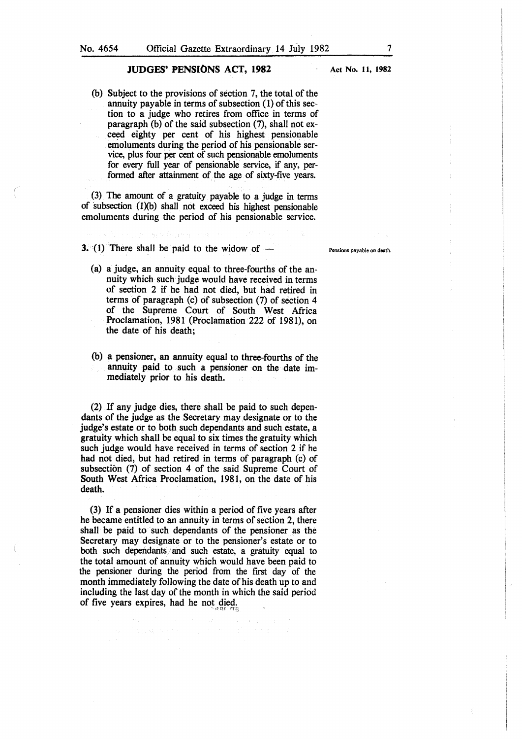(b) Subject to the provisions of section 7, the total of the annuity payable in terms of subsection (1) of this section to a judge who retires from office in terms of paragraph (b) of the said subsection (7), shall not exceed eighty per cent of his highest pensionable emoluments during the period of his pensionable service, plus four per cent of such pensionable emoluments for every full year of pensionable service, if any, performed after attainment of the age of sixty-five years.

(3) The amount of a gratuity payable to a judge in terms of subsection (1)(b) shall not exceed his highest pensionable emoluments during the period of his pensionable service.

Pensions payable on death.

**3.** (1) There shall be paid to the widow of —

(a) a judge, an annuity equal to three-fourths of the annuity which such judge would have received in terms of section 2 if he had not died, but had retired in terms of paragraph (c) of subsection (7) of section 4 of the Supreme Court of South West Africa Proclamation, 1981 (Proclamation 222 of 1981), on the date of his death;

(b) a pensioner, an annuity equal to three-fourths of the annuity paid to such a pensioner on the date immediately prior to his death.

(2) If any judge dies, there shall be paid to such dependants of the judge as the Secretary may designate or to the judge's estate or to both such dependants and such estate, a gratuity which shall be equal to six times the gratuity which such judge would have received in terms of section 2 if he had not died, but had retired in terms of paragraph (c) of subsection (7) of section 4 of the said Supreme Court of South West Africa Proclamation, 1981, on the date of his death.

(3) If a pensioner dies within a period of five years after he became entitled to an annuity in terms of section 2, there shall be paid to such dependants of the pensioner as the Secretary may designate or to the pensioner's estate or to both such dependants and such estate, a gratuity equal to the total amount of annuity which would have been paid to the pensioner during the period from the first day of the month immediately following the date of his death up to and including the last day of the month in which the said period of five years expires, had he not died.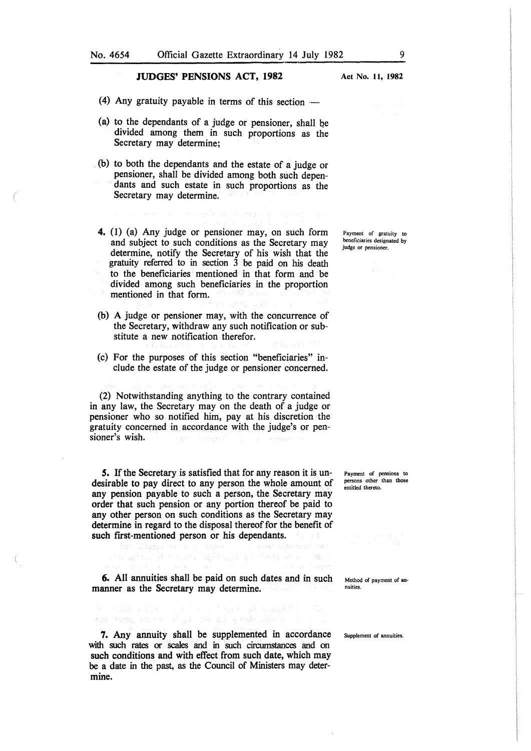(4) Any gratuity payable in terms of this section —

(a) to the dependants of a judge or pensioner, shall be divided among them in such proportions as the Secretary may determine;

(b) to both the dependants and the estate of a judge or pensioner, shall be divided among both such dependants and such estate in such proportions as the Secretary may determine.

*Payment of gratuity to beneficiaries designated by judge or pensioner.*

**4.** (1) (a) Any judge or pensioner may, on such form and subject to such conditions as the Secretary may determine, notify the Secretary of his wish that the gratuity referred to in section 3 be paid on his death to the beneficiaries mentioned in that form and be divided among such beneficiaries in the proportion mentioned in that form.

(b) A judge or pensioner may, with the concurrence of the Secretary, withdraw any such notification or substitute a new notification therefor.

(c) For the purposes of this section "beneficiaries" include the estate of the judge or pensioner concerned.

(2) Notwithstanding anything to the contrary contained in any law, the Secretary may on the death of a judge or pensioner who so notified him, pay at his discretion the gratuity concerned in accordance with the judge's or pensioner's wish.

*Payment of pensions to persons other than those entitled thereto.*

**5.** If the Secretary is satisfied that for any reason it is undesirable to pay direct to any person the whole amount of any pension payable to such a person, the Secretary may order that such pension or any portion thereof be paid to any other person on such conditions as the Secretary may determine in regard to the disposal thereof for the benefit of such first-mentioned person or his dependants.

*Method of payment of annuities.*

**6.** All annuities shall be paid on such dates and in such manner as the Secretary may determine.

*Supplement of annuities.*

**7.** Any annuity shall be supplemented in accordance with such rates or scales and in such circumstances and on such conditions and with effect from such date, which may be a date in the past, as the Council of Ministers may determine.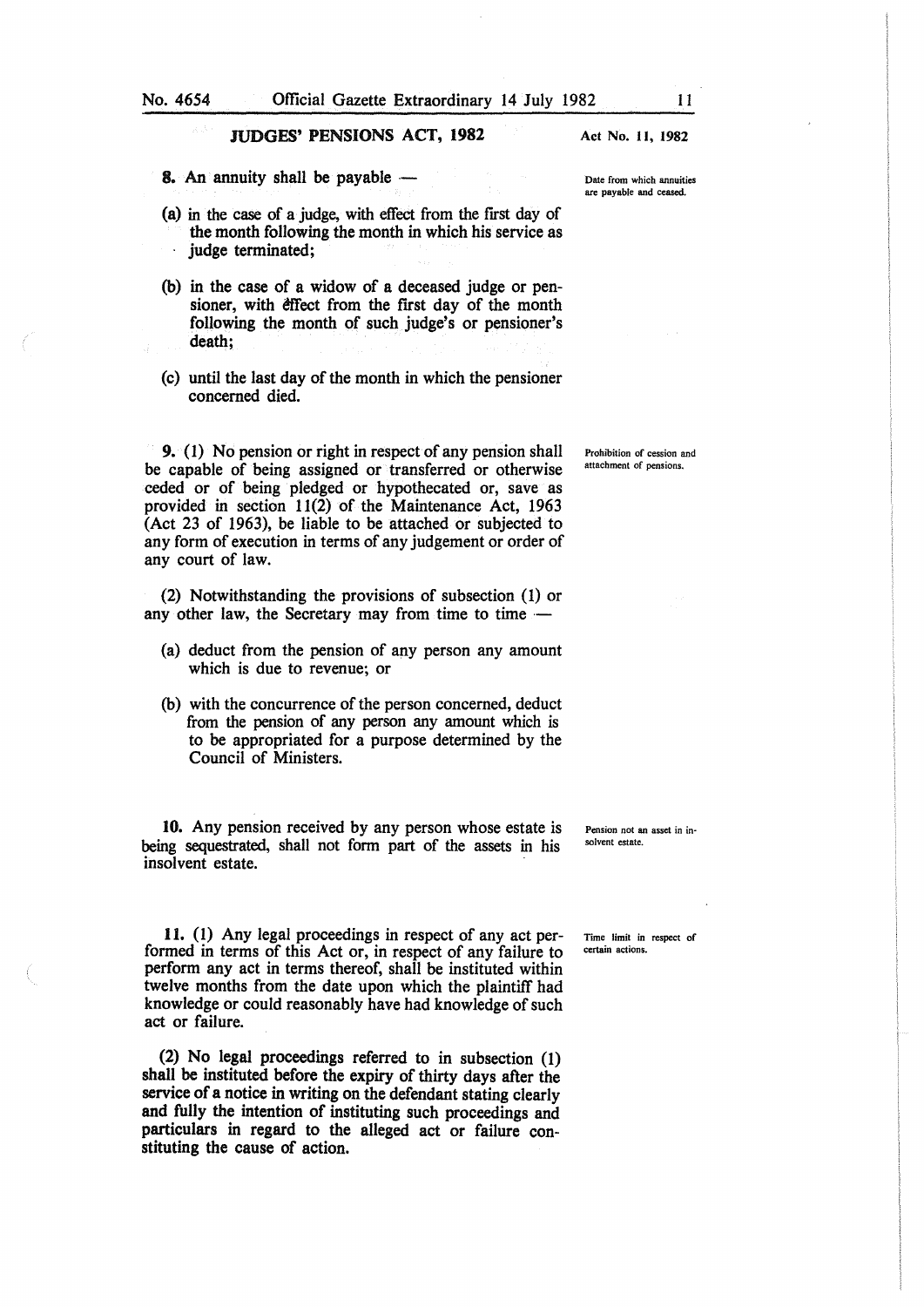**8.** An annuity shall be payable —

*Date from which annuities are payable and ceased.*

(a) in the case of a judge, with effect from the first day of the month following the month in which his service as judge terminated;

(b) in the case of a widow of a deceased judge or pensioner, with effect from the first day of the month following the month of such judge's or pensioner's death;

(c) until the last day of the month in which the pensioner concerned died.

**9.** (1) No pension or right in respect of any pension shall be capable of being assigned or transferred or otherwise ceded or of being pledged or hypothecated or, save as provided in section 11(2) of the Maintenance Act, 1963 (Act 23 of 1963), be liable to be attached or subjected to any form of execution in terms of any judgement or order of any court of law.

*Prohibition of cession and attachment of pensions.*

(2) Notwithstanding the provisions of subsection (1) or any other law, the Secretary may from time to time —

(a) deduct from the pension of any person any amount which is due to revenue; or

(b) with the concurrence of the person concerned, deduct from the pension of any person any amount which is to be appropriated for a purpose determined by the Council of Ministers.

**10.** Any pension received by any person whose estate is being sequestrated, shall not form part of the assets in his insolvent estate.

*Pension not an asset in insolvent estate.*

**11.** (1) Any legal proceedings in respect of any act performed in terms of this Act or, in respect of any failure to perform any act in terms thereof, shall be instituted within twelve months from the date upon which the plaintiff had knowledge or could reasonably have had knowledge of such act or failure.

*Time limit in respect of certain actions.*

(2) No legal proceedings referred to in subsection (1) shall be instituted before the expiry of thirty days after the service of a notice in writing on the defendant stating clearly and fully the intention of instituting such proceedings and particulars in regard to the alleged act or failure constituting the cause of action.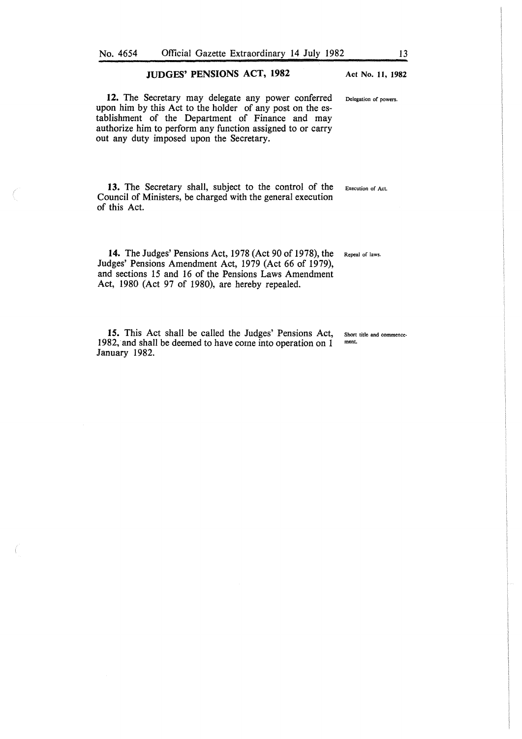**12.** The Secretary may delegate any power conferred upon him by this Act to the holder of any post on the establishment of the Department of Finance and may authorize him to perform any function assigned to or carry out any duty imposed upon the Secretary.

Delegation of powers.

**13.** The Secretary shall, subject to the control of the Council of Ministers, be charged with the general execution of this Act.

Execution of Act.

**14.** The Judges' Pensions Act, 1978 (Act 90 of 1978), the Judges' Pensions Amendment Act, 1979 (Act 66 of 1979), and sections 15 and 16 of the Pensions Laws Amendment Act, 1980 (Act 97 of 1980), are hereby repealed.

Repeal of laws.

**15.** This Act shall be called the Judges' Pensions Act, 1982, and shall be deemed to have come into operation on 1 January 1982.

Short title and commencement.